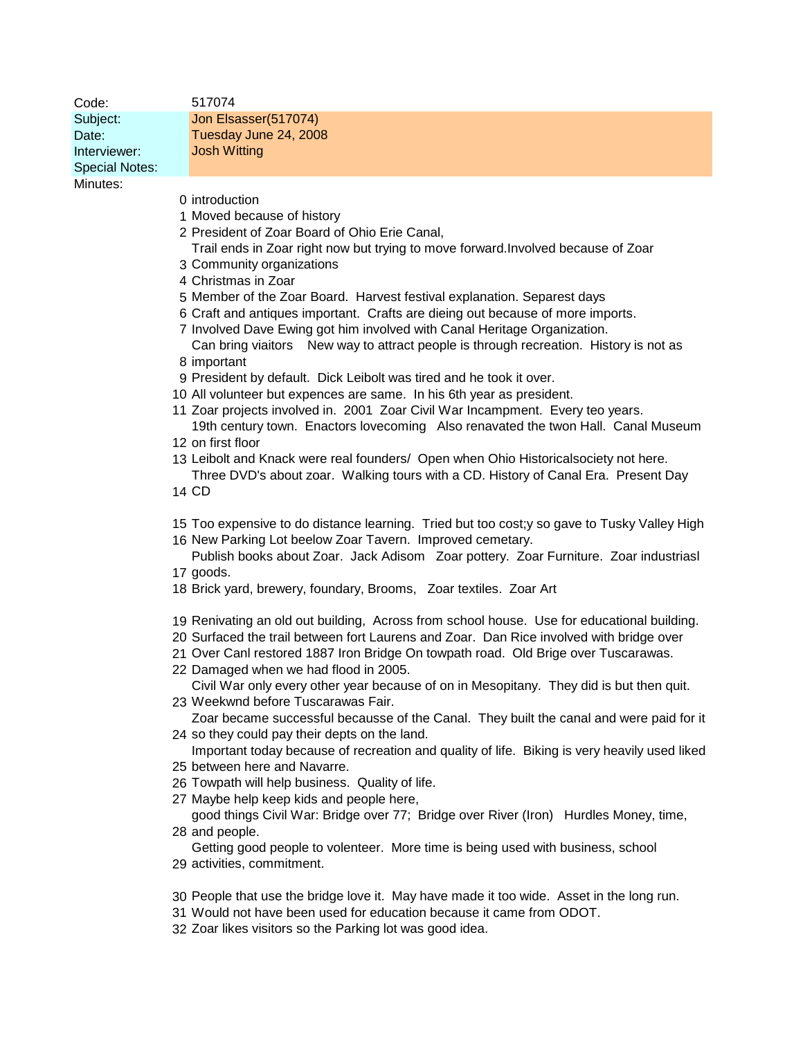| | |
|---|---|
| Code: | 517074 |
| Subject: | Jon Elsasser(517074) |
| Date: | Tuesday June 24, 2008 |
| Interviewer: | Josh Witting |
| Special Notes: | |
| Minutes: | |
| 0 | introduction |
| 1 | Moved because of history |
| 2 | President of Zoar Board of Ohio Erie Canal, |
| | Trail ends in Zoar right now but trying to move forward.Involved because of Zoar |
| 3 | Community organizations |
| 4 | Christmas in Zoar |
| 5 | Member of the Zoar Board. Harvest festival explanation. Separest days |
| 6 | Craft and antiques important. Crafts are dieing out because of more imports. |
| 7 | Involved Dave Ewing got him involved with Canal Heritage Organization. |
| 8 | Can bring viaitors New way to attract people is through recreation. History is not as important |
| 9 | President by default. Dick Leibolt was tired and he took it over. |
| 10 | All volunteer but expences are same. In his 6th year as president. |
| 11 | Zoar projects involved in. 2001 Zoar Civil War Incampment. Every teo years. |
| 12 | 19th century town. Enactors lovecoming Also renavated the twon Hall. Canal Museum on first floor |
| 13 | Leibolt and Knack were real founders/ Open when Ohio Historicalsociety not here. |
| 14 | Three DVD's about zoar. Walking tours with a CD. History of Canal Era. Present Day CD |
| 15 | Too expensive to do distance learning. Tried but too cost;y so gave to Tusky Valley High |
| 16 | New Parking Lot beelow Zoar Tavern. Improved cemetary. |
| 17 | Publish books about Zoar. Jack Adisom Zoar pottery. Zoar Furniture. Zoar industriasl goods. |
| 18 | Brick yard, brewery, foundary, Brooms, Zoar textiles. Zoar Art |
| 19 | Renivating an old out building, Across from school house. Use for educational building. |
| 20 | Surfaced the trail between fort Laurens and Zoar. Dan Rice involved with bridge over |
| 21 | Over Canl restored 1887 Iron Bridge On towpath road. Old Brige over Tuscarawas. |
| 22 | Damaged when we had flood in 2005. |
| 23 | Civil War only every other year because of on in Mesopitany. They did is but then quit. Weekwnd before Tuscarawas Fair. |
| 24 | Zoar became successful becausse of the Canal. They built the canal and were paid for it so they could pay their depts on the land. |
| 25 | Important today because of recreation and quality of life. Biking is very heavily used liked between here and Navarre. |
| 26 | Towpath will help business. Quality of life. |
| 27 | Maybe help keep kids and people here, |
| 28 | good things Civil War: Bridge over 77; Bridge over River (Iron) Hurdles Money, time, and people. |
| 29 | Getting good people to volenteer. More time is being used with business, school activities, commitment. |
| 30 | People that use the bridge love it. May have made it too wide. Asset in the long run. |
| 31 | Would not have been used for education because it came from ODOT. |
| 32 | Zoar likes visitors so the Parking lot was good idea. |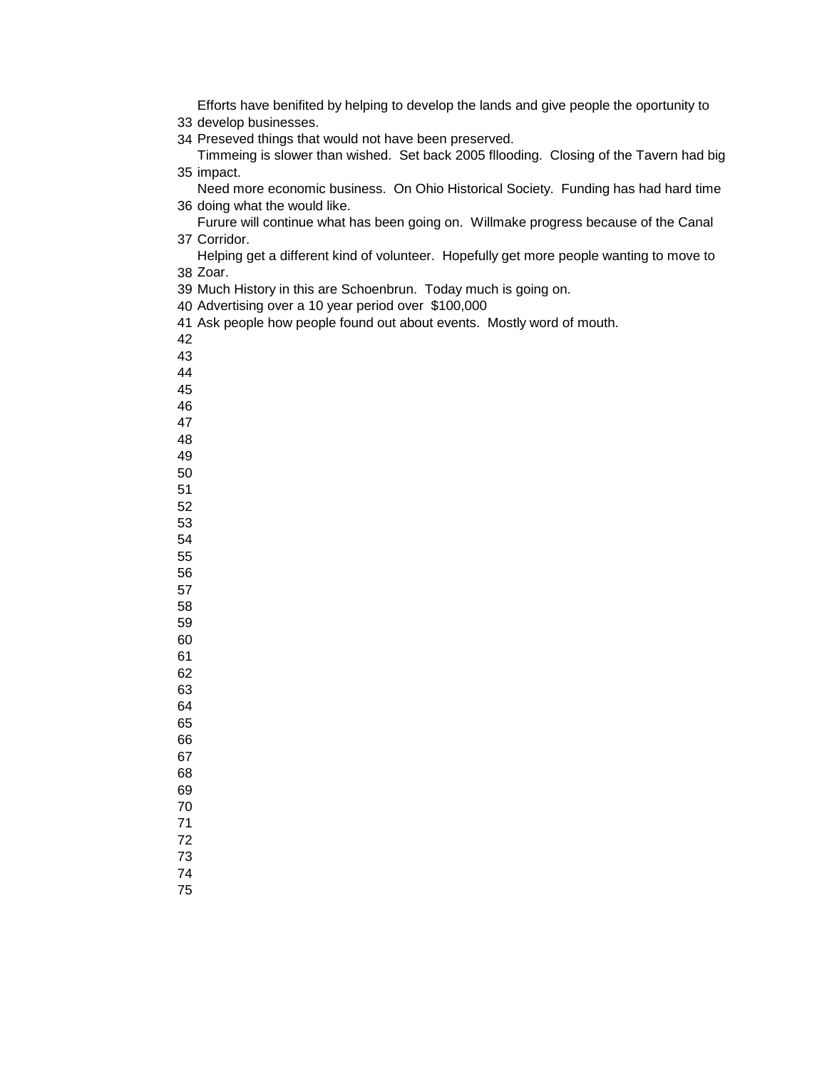33 Efforts have benifited by helping to develop the lands and give people the oportunity to develop businesses.
34 Preseved things that would not have been preserved.
35 Timmeing is slower than wished. Set back 2005 fllooding. Closing of the Tavern had big impact.
36 Need more economic business. On Ohio Historical Society. Funding has had hard time doing what the would like.
37 Furure will continue what has been going on. Willmake progress because of the Canal Corridor.
38 Helping get a different kind of volunteer. Hopefully get more people wanting to move to Zoar.
39 Much History in this are Schoenbrun. Today much is going on.
40 Advertising over a 10 year period over $100,000
41 Ask people how people found out about events. Mostly word of mouth.
42
43
44
45
46
47
48
49
50
51
52
53
54
55
56
57
58
59
60
61
62
63
64
65
66
67
68
69
70
71
72
73
74
75